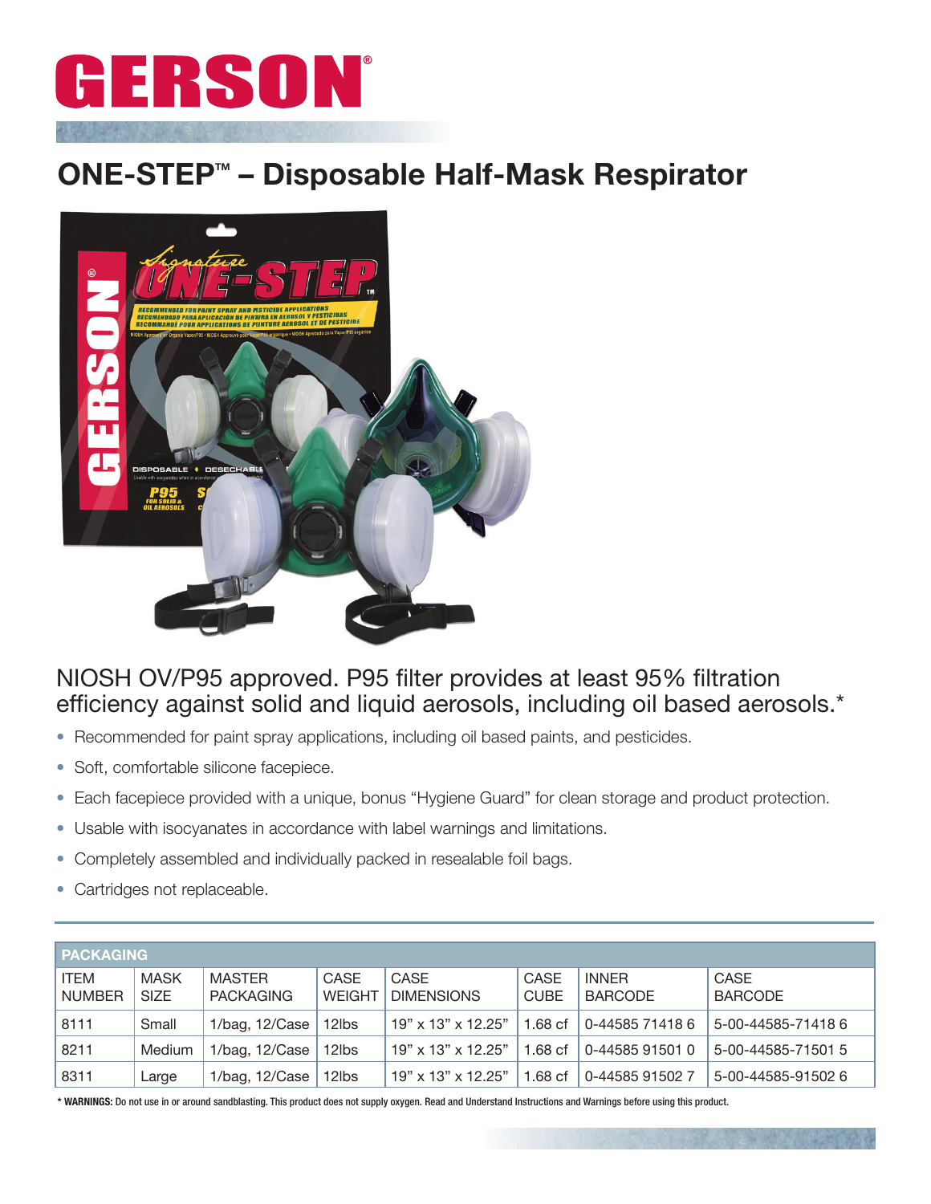# GERSON®

## ONE-STEP™ – Disposable Half-Mask Respirator

NIOSH OV/P95 approved. P95 filter provides at least 95% filtration efficiency against solid and liquid aerosols, including oil based aerosols.*

- Recommended for paint spray applications, including oil based paints, and pesticides.
- Soft, comfortable silicone facepiece.
- Each facepiece provided with a unique, bonus "Hygiene Guard" for clean storage and product protection.
- Usable with isocyanates in accordance with label warnings and limitations.
- Completely assembled and individually packed in resealable foil bags.
- Cartridges not replaceable.

**PACKAGING**

| ITEM NUMBER | MASK SIZE | MASTER PACKAGING | CASE WEIGHT | CASE DIMENSIONS | CASE CUBE | INNER BARCODE | CASE BARCODE |
|---|---|---|---|---|---|---|---|
| 8111 | Small | 1/bag, 12/Case | 12lbs | 19" x 13" x 12.25" | 1.68 cf | 0-44585 71418 6 | 5-00-44585-71418 6 |
| 8211 | Medium | 1/bag, 12/Case | 12lbs | 19" x 13" x 12.25" | 1.68 cf | 0-44585 91501 0 | 5-00-44585-71501 5 |
| 8311 | Large | 1/bag, 12/Case | 12lbs | 19" x 13" x 12.25" | 1.68 cf | 0-44585 91502 7 | 5-00-44585-91502 6 |

**\* WARNINGS:** Do not use in or around sandblasting. This product does not supply oxygen. Read and Understand Instructions and Warnings before using this product.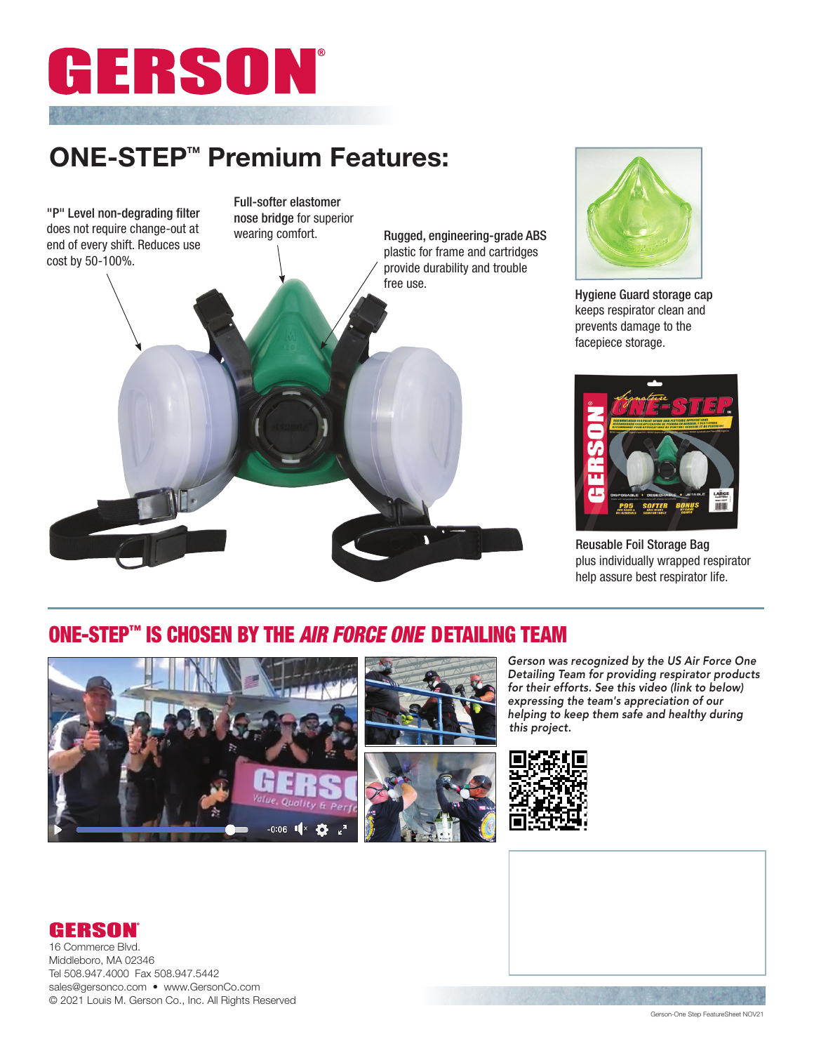# GERSON®

## ONE-STEP™ Premium Features:

**"P" Level non-degrading filter** does not require change-out at end of every shift. Reduces use cost by 50-100%.

**Full-softer elastomer nose bridge** for superior wearing comfort.

**Rugged, engineering-grade ABS** plastic for frame and cartridges provide durability and trouble free use.

**Hygiene Guard storage cap** keeps respirator clean and prevents damage to the facepiece storage.

**Reusable Foil Storage Bag** plus individually wrapped respirator help assure best respirator life.

## ONE-STEP™ IS CHOSEN BY THE *AIR FORCE ONE* DETAILING TEAM

*Gerson was recognized by the US Air Force One Detailing Team for providing respirator products for their efforts. See this video (link to below) expressing the team's appreciation of our helping to keep them safe and healthy during this project.*

**GERSON®**
16 Commerce Blvd.
Middleboro, MA 02346
Tel 508.947.4000 Fax 508.947.5442
sales@gersonco.com • www.GersonCo.com
© 2021 Louis M. Gerson Co., Inc. All Rights Reserved

Gerson-One Step FeatureSheet NOV21